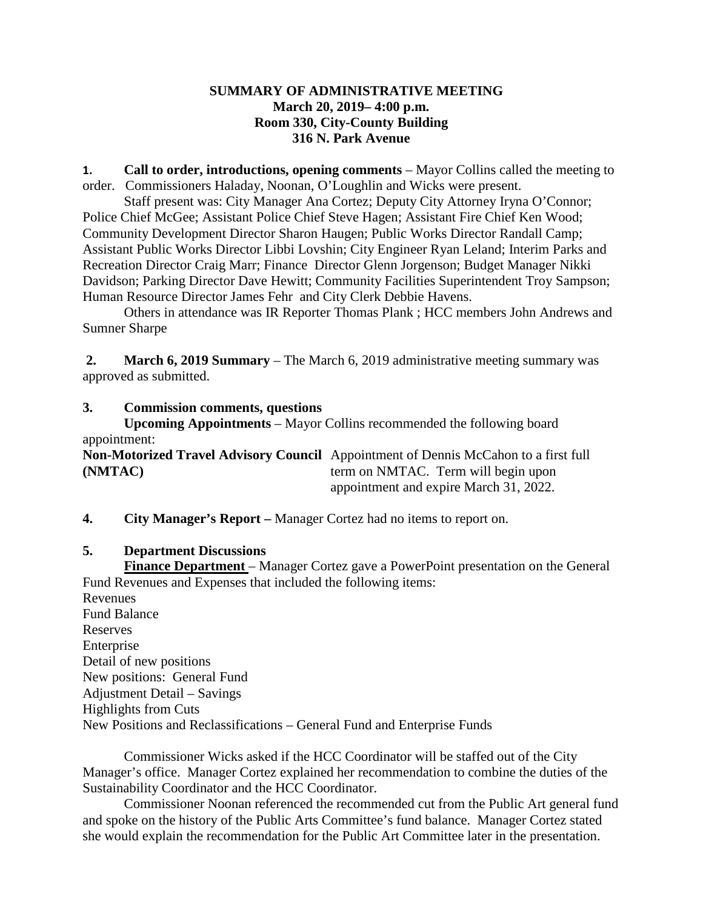**SUMMARY OF ADMINISTRATIVE MEETING**
**March 20, 2019– 4:00 p.m.**
**Room 330, City-County Building**
**316 N. Park Avenue**

**1. Call to order, introductions, opening comments** – Mayor Collins called the meeting to order. Commissioners Haladay, Noonan, O'Loughlin and Wicks were present.

Staff present was: City Manager Ana Cortez; Deputy City Attorney Iryna O'Connor; Police Chief McGee; Assistant Police Chief Steve Hagen; Assistant Fire Chief Ken Wood; Community Development Director Sharon Haugen; Public Works Director Randall Camp; Assistant Public Works Director Libbi Lovshin; City Engineer Ryan Leland; Interim Parks and Recreation Director Craig Marr; Finance Director Glenn Jorgenson; Budget Manager Nikki Davidson; Parking Director Dave Hewitt; Community Facilities Superintendent Troy Sampson; Human Resource Director James Fehr and City Clerk Debbie Havens.

Others in attendance was IR Reporter Thomas Plank ; HCC members John Andrews and Sumner Sharpe

**2. March 6, 2019 Summary** – The March 6, 2019 administrative meeting summary was approved as submitted.

**3. Commission comments, questions**

**Upcoming Appointments** – Mayor Collins recommended the following board appointment:

| | |
|---|---|
| **Non-Motorized Travel Advisory Council (NMTAC)** | Appointment of Dennis McCahon to a first full term on NMTAC. Term will begin upon appointment and expire March 31, 2022. |

**4. City Manager's Report –** Manager Cortez had no items to report on.

**5. Department Discussions**

**Finance Department** – Manager Cortez gave a PowerPoint presentation on the General Fund Revenues and Expenses that included the following items:

Revenues
Fund Balance
Reserves
Enterprise
Detail of new positions
New positions: General Fund
Adjustment Detail – Savings
Highlights from Cuts
New Positions and Reclassifications – General Fund and Enterprise Funds

Commissioner Wicks asked if the HCC Coordinator will be staffed out of the City Manager's office. Manager Cortez explained her recommendation to combine the duties of the Sustainability Coordinator and the HCC Coordinator.

Commissioner Noonan referenced the recommended cut from the Public Art general fund and spoke on the history of the Public Arts Committee's fund balance. Manager Cortez stated she would explain the recommendation for the Public Art Committee later in the presentation.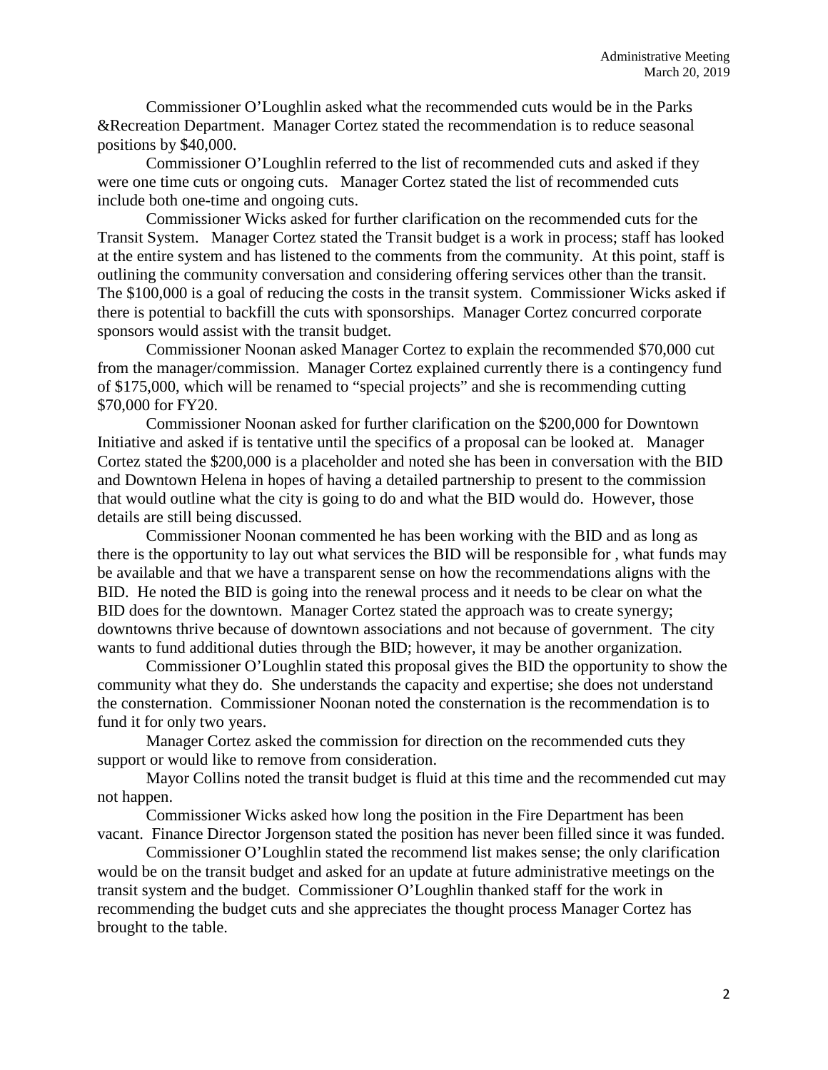Commissioner O'Loughlin asked what the recommended cuts would be in the Parks &Recreation Department. Manager Cortez stated the recommendation is to reduce seasonal positions by $40,000.

Commissioner O'Loughlin referred to the list of recommended cuts and asked if they were one time cuts or ongoing cuts. Manager Cortez stated the list of recommended cuts include both one-time and ongoing cuts.

Commissioner Wicks asked for further clarification on the recommended cuts for the Transit System. Manager Cortez stated the Transit budget is a work in process; staff has looked at the entire system and has listened to the comments from the community. At this point, staff is outlining the community conversation and considering offering services other than the transit. The $100,000 is a goal of reducing the costs in the transit system. Commissioner Wicks asked if there is potential to backfill the cuts with sponsorships. Manager Cortez concurred corporate sponsors would assist with the transit budget.

Commissioner Noonan asked Manager Cortez to explain the recommended $70,000 cut from the manager/commission. Manager Cortez explained currently there is a contingency fund of $175,000, which will be renamed to "special projects" and she is recommending cutting $70,000 for FY20.

Commissioner Noonan asked for further clarification on the $200,000 for Downtown Initiative and asked if is tentative until the specifics of a proposal can be looked at. Manager Cortez stated the $200,000 is a placeholder and noted she has been in conversation with the BID and Downtown Helena in hopes of having a detailed partnership to present to the commission that would outline what the city is going to do and what the BID would do. However, those details are still being discussed.

Commissioner Noonan commented he has been working with the BID and as long as there is the opportunity to lay out what services the BID will be responsible for , what funds may be available and that we have a transparent sense on how the recommendations aligns with the BID. He noted the BID is going into the renewal process and it needs to be clear on what the BID does for the downtown. Manager Cortez stated the approach was to create synergy; downtowns thrive because of downtown associations and not because of government. The city wants to fund additional duties through the BID; however, it may be another organization.

Commissioner O'Loughlin stated this proposal gives the BID the opportunity to show the community what they do. She understands the capacity and expertise; she does not understand the consternation. Commissioner Noonan noted the consternation is the recommendation is to fund it for only two years.

Manager Cortez asked the commission for direction on the recommended cuts they support or would like to remove from consideration.

Mayor Collins noted the transit budget is fluid at this time and the recommended cut may not happen.

Commissioner Wicks asked how long the position in the Fire Department has been vacant. Finance Director Jorgenson stated the position has never been filled since it was funded.

Commissioner O'Loughlin stated the recommend list makes sense; the only clarification would be on the transit budget and asked for an update at future administrative meetings on the transit system and the budget. Commissioner O'Loughlin thanked staff for the work in recommending the budget cuts and she appreciates the thought process Manager Cortez has brought to the table.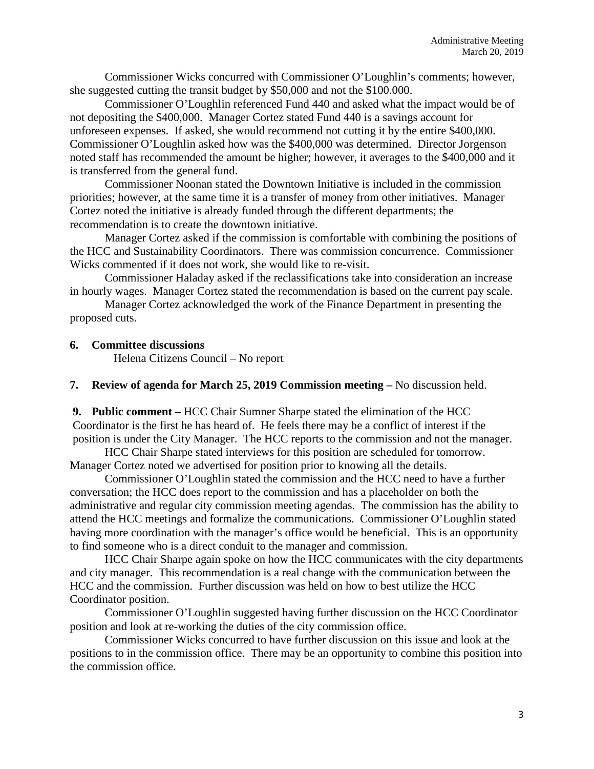Commissioner Wicks concurred with Commissioner O'Loughlin's comments; however, she suggested cutting the transit budget by $50,000 and not the $100.000.

Commissioner O'Loughlin referenced Fund 440 and asked what the impact would be of not depositing the $400,000. Manager Cortez stated Fund 440 is a savings account for unforeseen expenses. If asked, she would recommend not cutting it by the entire $400,000. Commissioner O'Loughlin asked how was the $400,000 was determined. Director Jorgenson noted staff has recommended the amount be higher; however, it averages to the $400,000 and it is transferred from the general fund.

Commissioner Noonan stated the Downtown Initiative is included in the commission priorities; however, at the same time it is a transfer of money from other initiatives. Manager Cortez noted the initiative is already funded through the different departments; the recommendation is to create the downtown initiative.

Manager Cortez asked if the commission is comfortable with combining the positions of the HCC and Sustainability Coordinators. There was commission concurrence. Commissioner Wicks commented if it does not work, she would like to re-visit.

Commissioner Haladay asked if the reclassifications take into consideration an increase in hourly wages. Manager Cortez stated the recommendation is based on the current pay scale.

Manager Cortez acknowledged the work of the Finance Department in presenting the proposed cuts.

**6. Committee discussions**

Helena Citizens Council – No report

**7. Review of agenda for March 25, 2019 Commission meeting –** No discussion held.

**9. Public comment –** HCC Chair Sumner Sharpe stated the elimination of the HCC Coordinator is the first he has heard of. He feels there may be a conflict of interest if the position is under the City Manager. The HCC reports to the commission and not the manager.

HCC Chair Sharpe stated interviews for this position are scheduled for tomorrow. Manager Cortez noted we advertised for position prior to knowing all the details.

Commissioner O'Loughlin stated the commission and the HCC need to have a further conversation; the HCC does report to the commission and has a placeholder on both the administrative and regular city commission meeting agendas. The commission has the ability to attend the HCC meetings and formalize the communications. Commissioner O'Loughlin stated having more coordination with the manager's office would be beneficial. This is an opportunity to find someone who is a direct conduit to the manager and commission.

HCC Chair Sharpe again spoke on how the HCC communicates with the city departments and city manager. This recommendation is a real change with the communication between the HCC and the commission. Further discussion was held on how to best utilize the HCC Coordinator position.

Commissioner O'Loughlin suggested having further discussion on the HCC Coordinator position and look at re-working the duties of the city commission office.

Commissioner Wicks concurred to have further discussion on this issue and look at the positions to in the commission office. There may be an opportunity to combine this position into the commission office.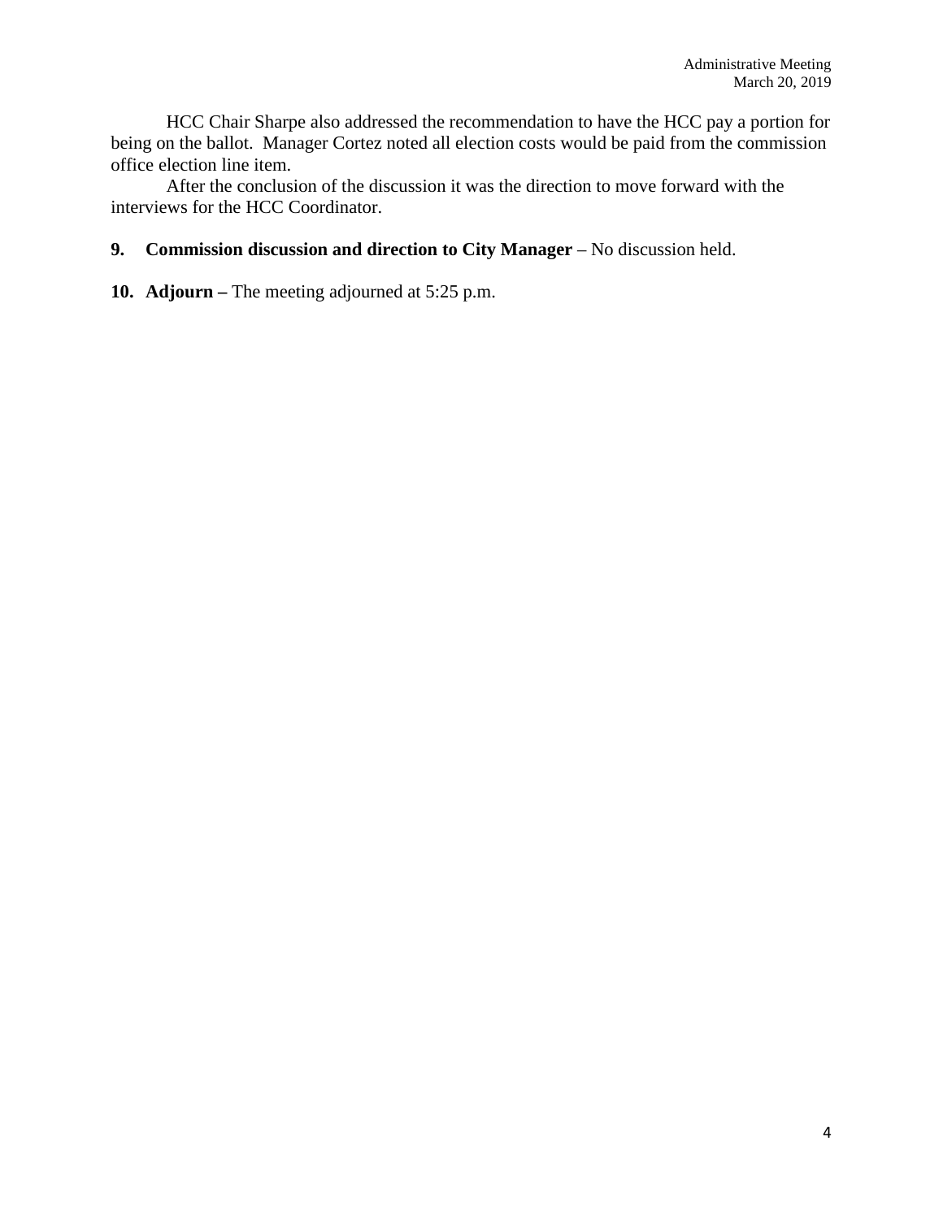HCC Chair Sharpe also addressed the recommendation to have the HCC pay a portion for being on the ballot. Manager Cortez noted all election costs would be paid from the commission office election line item.

After the conclusion of the discussion it was the direction to move forward with the interviews for the HCC Coordinator.

**9. Commission discussion and direction to City Manager** – No discussion held.

**10. Adjourn –** The meeting adjourned at 5:25 p.m.